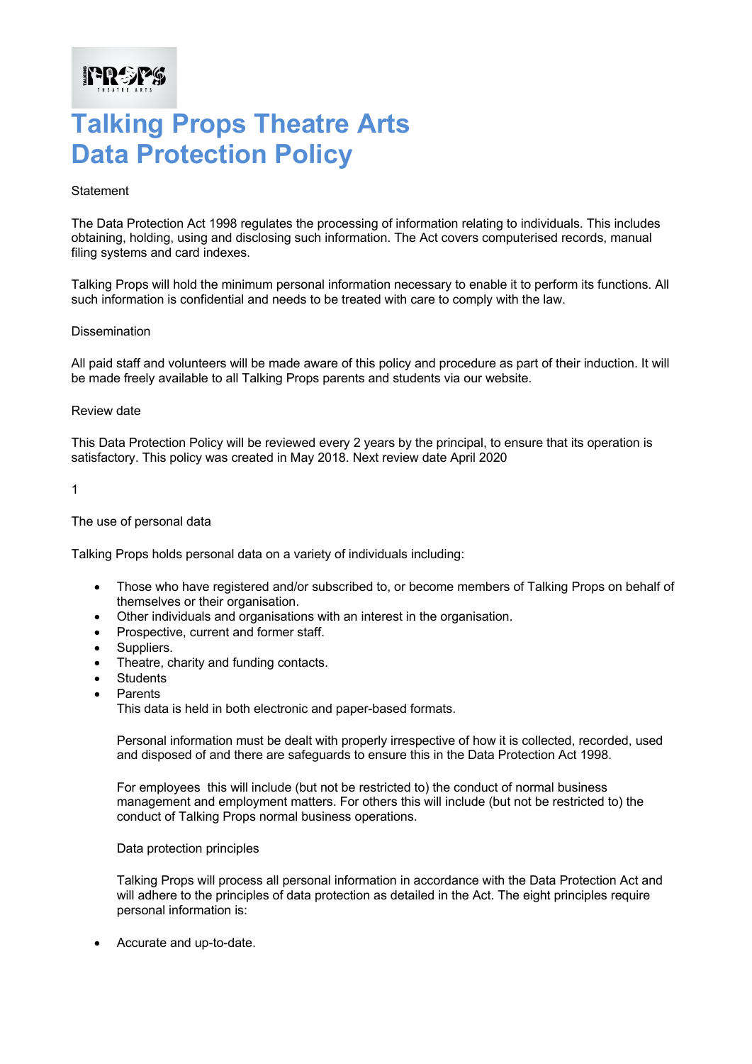# Talking Props Theatre Arts
# Data Protection Policy

Statement

The Data Protection Act 1998 regulates the processing of information relating to individuals. This includes obtaining, holding, using and disclosing such information. The Act covers computerised records, manual filing systems and card indexes.

Talking Props will hold the minimum personal information necessary to enable it to perform its functions. All such information is confidential and needs to be treated with care to comply with the law.

Dissemination

All paid staff and volunteers will be made aware of this policy and procedure as part of their induction. It will be made freely available to all Talking Props parents and students via our website.

Review date

This Data Protection Policy will be reviewed every 2 years by the principal, to ensure that its operation is satisfactory. This policy was created in May 2018. Next review date April 2020

1

The use of personal data

Talking Props holds personal data on a variety of individuals including:

- Those who have registered and/or subscribed to, or become members of Talking Props on behalf of themselves or their organisation.
- Other individuals and organisations with an interest in the organisation.
- Prospective, current and former staff.
- Suppliers.
- Theatre, charity and funding contacts.
- Students
- Parents
  This data is held in both electronic and paper-based formats.

  Personal information must be dealt with properly irrespective of how it is collected, recorded, used and disposed of and there are safeguards to ensure this in the Data Protection Act 1998.

  For employees this will include (but not be restricted to) the conduct of normal business management and employment matters. For others this will include (but not be restricted to) the conduct of Talking Props normal business operations.

  Data protection principles

  Talking Props will process all personal information in accordance with the Data Protection Act and will adhere to the principles of data protection as detailed in the Act. The eight principles require personal information is:

- Accurate and up-to-date.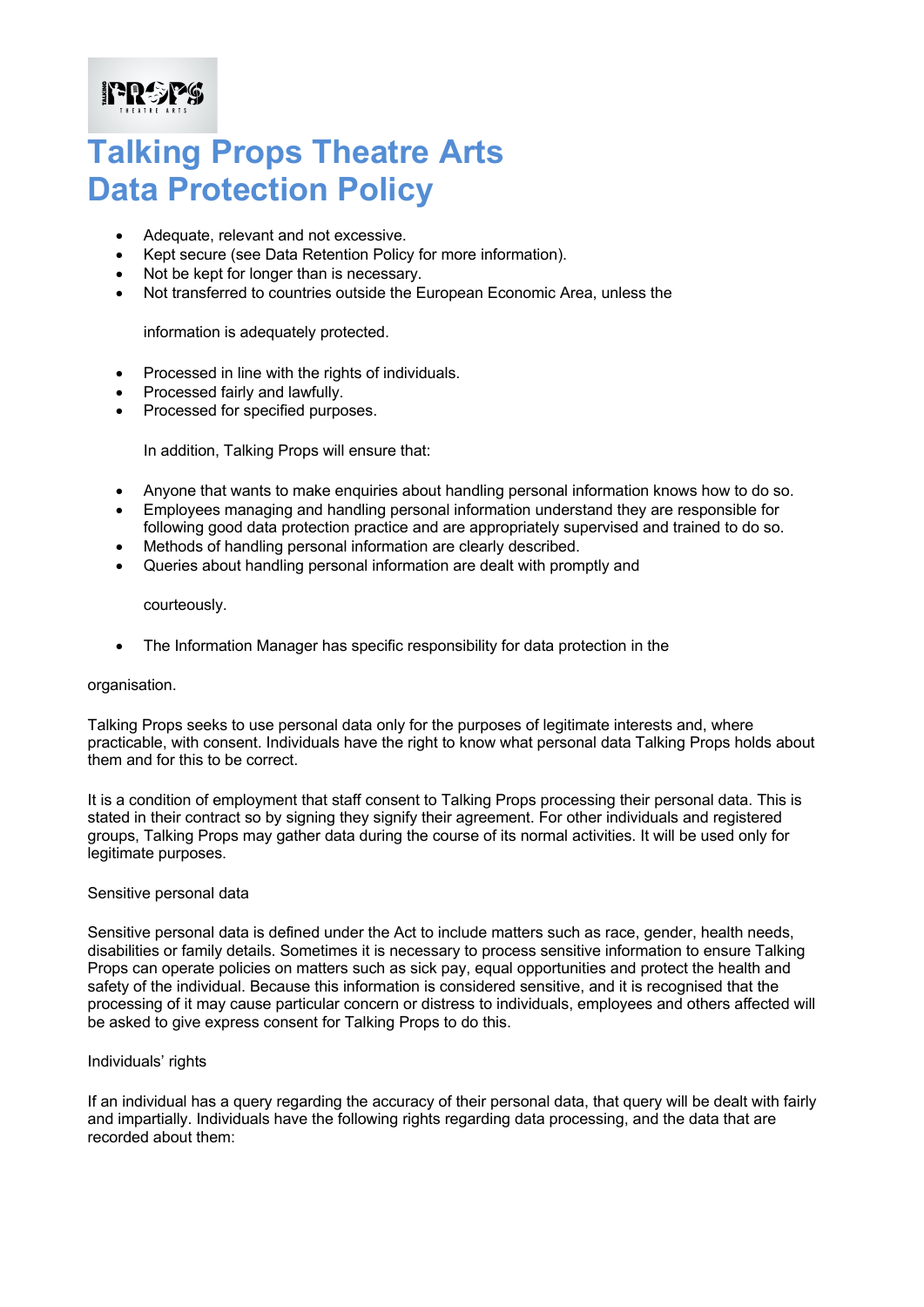# Talking Props Theatre Arts Data Protection Policy

- Adequate, relevant and not excessive.
- Kept secure (see Data Retention Policy for more information).
- Not be kept for longer than is necessary.
- Not transferred to countries outside the European Economic Area, unless the

  information is adequately protected.

- Processed in line with the rights of individuals.
- Processed fairly and lawfully.
- Processed for specified purposes.

  In addition, Talking Props will ensure that:

- Anyone that wants to make enquiries about handling personal information knows how to do so.
- Employees managing and handling personal information understand they are responsible for following good data protection practice and are appropriately supervised and trained to do so.
- Methods of handling personal information are clearly described.
- Queries about handling personal information are dealt with promptly and

  courteously.

- The Information Manager has specific responsibility for data protection in the

organisation.

Talking Props seeks to use personal data only for the purposes of legitimate interests and, where practicable, with consent. Individuals have the right to know what personal data Talking Props holds about them and for this to be correct.

It is a condition of employment that staff consent to Talking Props processing their personal data. This is stated in their contract so by signing they signify their agreement. For other individuals and registered groups, Talking Props may gather data during the course of its normal activities. It will be used only for legitimate purposes.

Sensitive personal data

Sensitive personal data is defined under the Act to include matters such as race, gender, health needs, disabilities or family details. Sometimes it is necessary to process sensitive information to ensure Talking Props can operate policies on matters such as sick pay, equal opportunities and protect the health and safety of the individual. Because this information is considered sensitive, and it is recognised that the processing of it may cause particular concern or distress to individuals, employees and others affected will be asked to give express consent for Talking Props to do this.

Individuals' rights

If an individual has a query regarding the accuracy of their personal data, that query will be dealt with fairly and impartially. Individuals have the following rights regarding data processing, and the data that are recorded about them: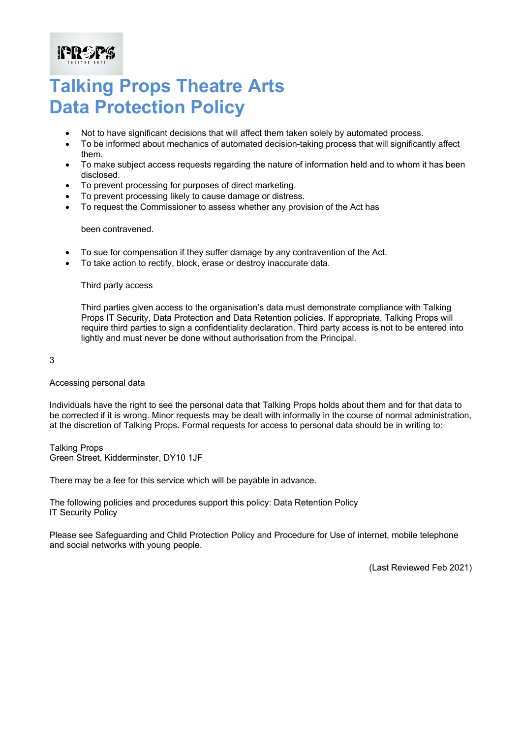# Talking Props Theatre Arts
# Data Protection Policy

- Not to have significant decisions that will affect them taken solely by automated process.
- To be informed about mechanics of automated decision-taking process that will significantly affect them.
- To make subject access requests regarding the nature of information held and to whom it has been disclosed.
- To prevent processing for purposes of direct marketing.
- To prevent processing likely to cause damage or distress.
- To request the Commissioner to assess whether any provision of the Act has

  been contravened.

- To sue for compensation if they suffer damage by any contravention of the Act.
- To take action to rectify, block, erase or destroy inaccurate data.

  Third party access

  Third parties given access to the organisation's data must demonstrate compliance with Talking Props IT Security, Data Protection and Data Retention policies. If appropriate, Talking Props will require third parties to sign a confidentiality declaration. Third party access is not to be entered into lightly and must never be done without authorisation from the Principal.

3

Accessing personal data

Individuals have the right to see the personal data that Talking Props holds about them and for that data to be corrected if it is wrong. Minor requests may be dealt with informally in the course of normal administration, at the discretion of Talking Props. Formal requests for access to personal data should be in writing to:

Talking Props
Green Street, Kidderminster, DY10 1JF

There may be a fee for this service which will be payable in advance.

The following policies and procedures support this policy: Data Retention Policy
IT Security Policy

Please see Safeguarding and Child Protection Policy and Procedure for Use of internet, mobile telephone and social networks with young people.

(Last Reviewed Feb 2021)